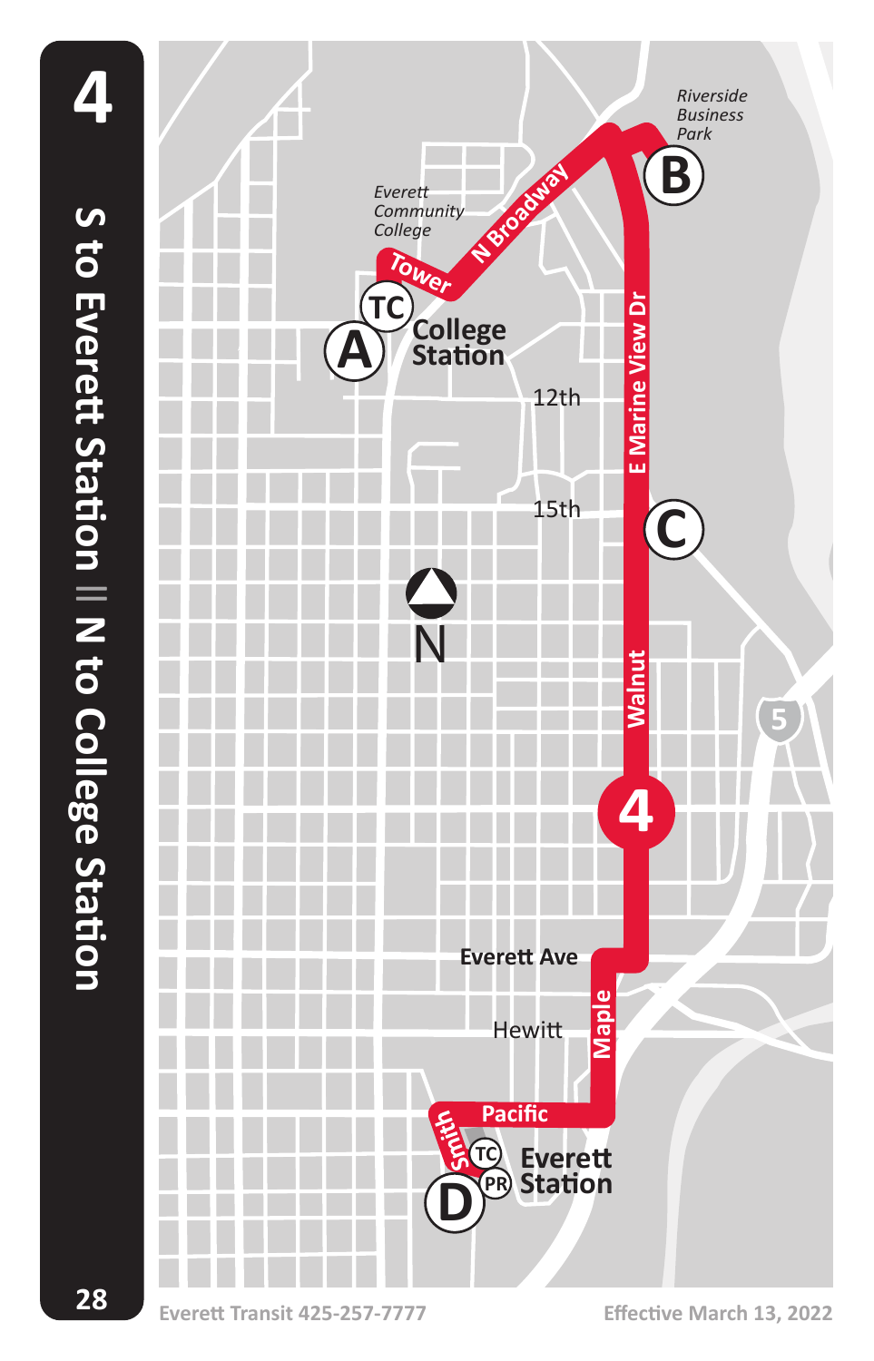# 4

## S to Everett Station || N to College Station

Riverside Business Park

Everett Community College

N Broadway

Tower

TC

A

College Station

B

E Marine View Dr

12th

15th

C

N

Walnut

5

4

Everett Ave

Hewitt

Maple

Pacific

Smith

TC

PR

D

Everett Station

Everett Transit 425-257-7777

Effective March 13, 2022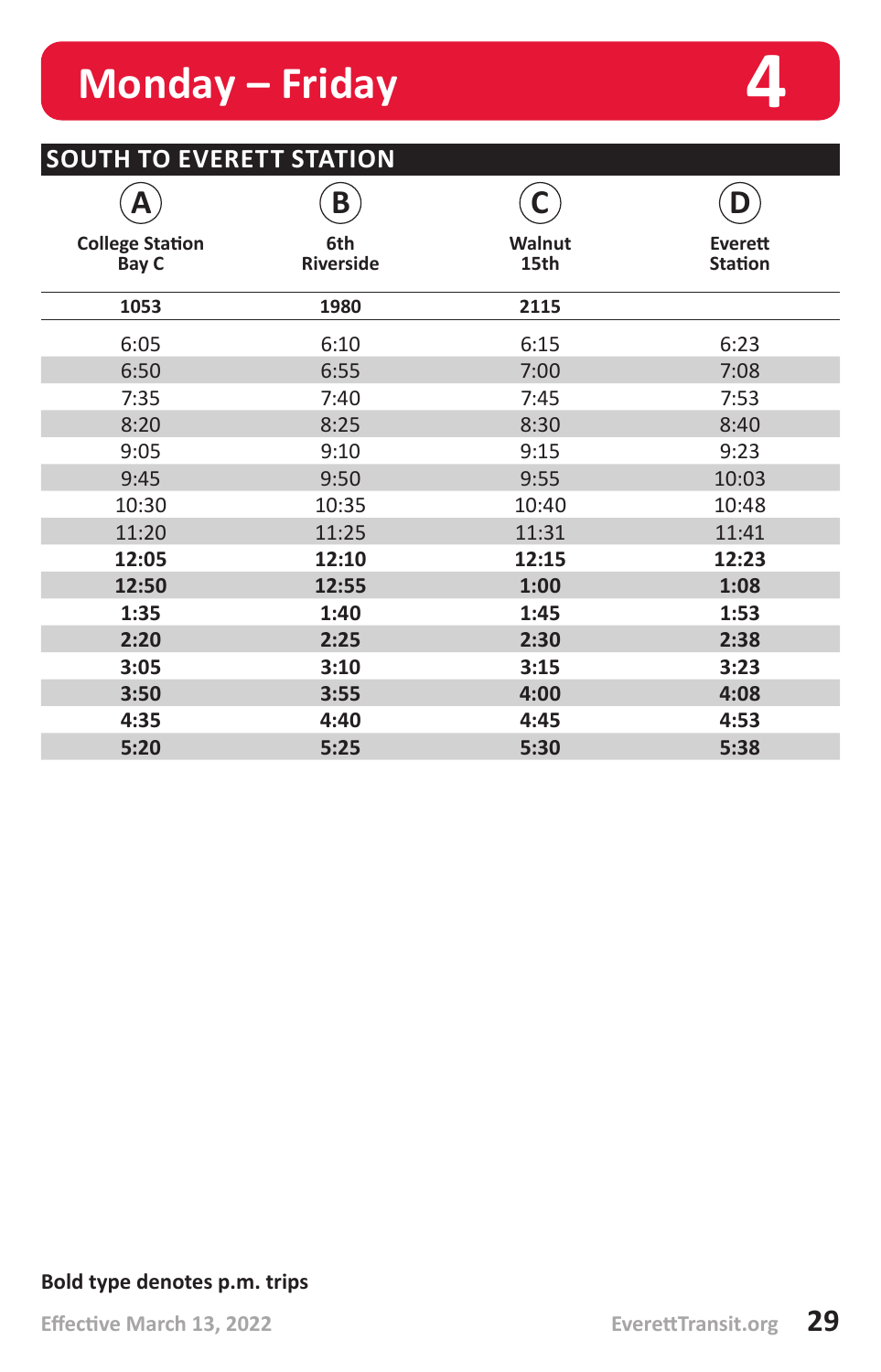# Monday – Friday

# 4

## SOUTH TO EVERETT STATION

| A College Station Bay C | B 6th Riverside | C Walnut 15th | D Everett Station |
|---|---|---|---|
| 1053 | 1980 | 2115 | |
| 6:05 | 6:10 | 6:15 | 6:23 |
| 6:50 | 6:55 | 7:00 | 7:08 |
| 7:35 | 7:40 | 7:45 | 7:53 |
| 8:20 | 8:25 | 8:30 | 8:40 |
| 9:05 | 9:10 | 9:15 | 9:23 |
| 9:45 | 9:50 | 9:55 | 10:03 |
| 10:30 | 10:35 | 10:40 | 10:48 |
| 11:20 | 11:25 | 11:31 | 11:41 |
| **12:05** | **12:10** | **12:15** | **12:23** |
| **12:50** | **12:55** | **1:00** | **1:08** |
| **1:35** | **1:40** | **1:45** | **1:53** |
| **2:20** | **2:25** | **2:30** | **2:38** |
| **3:05** | **3:10** | **3:15** | **3:23** |
| **3:50** | **3:55** | **4:00** | **4:08** |
| **4:35** | **4:40** | **4:45** | **4:53** |
| **5:20** | **5:25** | **5:30** | **5:38** |

**Bold type denotes p.m. trips**

Effective March 13, 2022

EverettTransit.org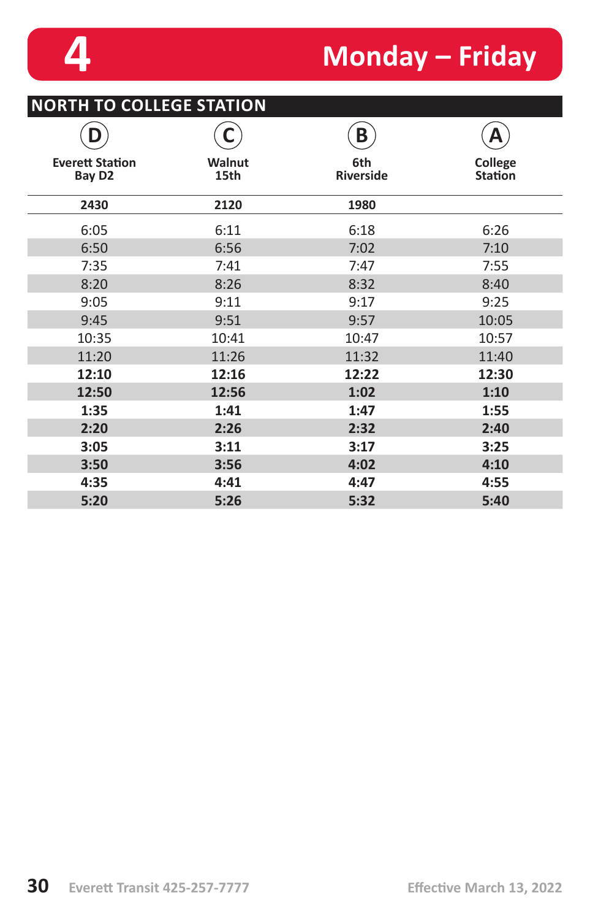# 4 Monday – Friday

## NORTH TO COLLEGE STATION

| D<br>Everett Station Bay D2 | C<br>Walnut 15th | B<br>6th Riverside | A<br>College Station |
|---|---|---|---|
| **2430** | **2120** | **1980** | |
| 6:05 | 6:11 | 6:18 | 6:26 |
| 6:50 | 6:56 | 7:02 | 7:10 |
| 7:35 | 7:41 | 7:47 | 7:55 |
| 8:20 | 8:26 | 8:32 | 8:40 |
| 9:05 | 9:11 | 9:17 | 9:25 |
| 9:45 | 9:51 | 9:57 | 10:05 |
| 10:35 | 10:41 | 10:47 | 10:57 |
| 11:20 | 11:26 | 11:32 | 11:40 |
| **12:10** | **12:16** | **12:22** | **12:30** |
| **12:50** | **12:56** | **1:02** | **1:10** |
| **1:35** | **1:41** | **1:47** | **1:55** |
| **2:20** | **2:26** | **2:32** | **2:40** |
| **3:05** | **3:11** | **3:17** | **3:25** |
| **3:50** | **3:56** | **4:02** | **4:10** |
| **4:35** | **4:41** | **4:47** | **4:55** |
| **5:20** | **5:26** | **5:32** | **5:40** |

Everett Transit 425-257-7777

Effective March 13, 2022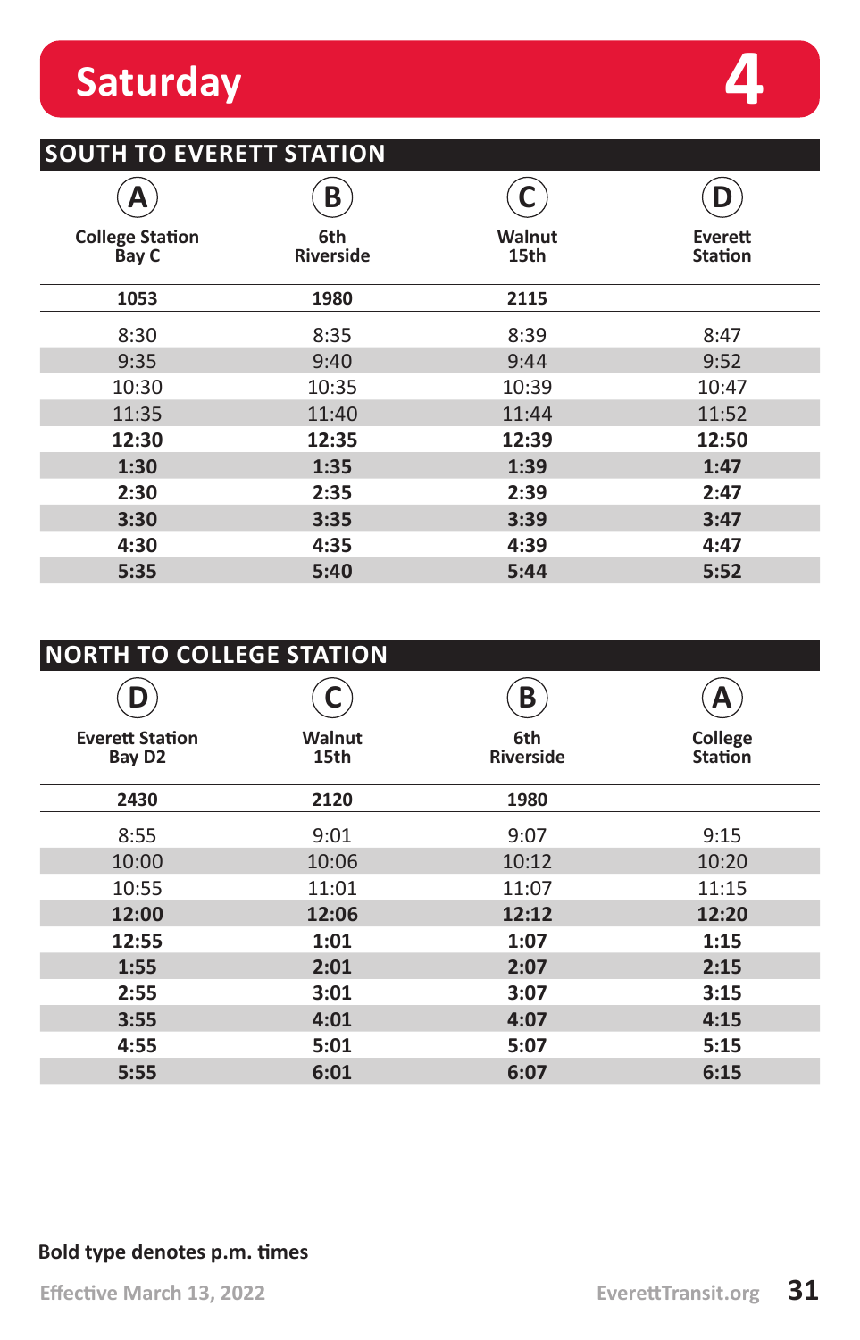# Saturday — 4

## SOUTH TO EVERETT STATION

| A College Station Bay C | B 6th Riverside | C Walnut 15th | D Everett Station |
|---|---|---|---|
| 1053 | 1980 | 2115 | |
| 8:30 | 8:35 | 8:39 | 8:47 |
| 9:35 | 9:40 | 9:44 | 9:52 |
| 10:30 | 10:35 | 10:39 | 10:47 |
| 11:35 | 11:40 | 11:44 | 11:52 |
| **12:30** | **12:35** | **12:39** | **12:50** |
| **1:30** | **1:35** | **1:39** | **1:47** |
| **2:30** | **2:35** | **2:39** | **2:47** |
| **3:30** | **3:35** | **3:39** | **3:47** |
| **4:30** | **4:35** | **4:39** | **4:47** |
| **5:35** | **5:40** | **5:44** | **5:52** |

## NORTH TO COLLEGE STATION

| D Everett Station Bay D2 | C Walnut 15th | B 6th Riverside | A College Station |
|---|---|---|---|
| 2430 | 2120 | 1980 | |
| 8:55 | 9:01 | 9:07 | 9:15 |
| 10:00 | 10:06 | 10:12 | 10:20 |
| 10:55 | 11:01 | 11:07 | 11:15 |
| **12:00** | **12:06** | **12:12** | **12:20** |
| **12:55** | **1:01** | **1:07** | **1:15** |
| **1:55** | **2:01** | **2:07** | **2:15** |
| **2:55** | **3:01** | **3:07** | **3:15** |
| **3:55** | **4:01** | **4:07** | **4:15** |
| **4:55** | **5:01** | **5:07** | **5:15** |
| **5:55** | **6:01** | **6:07** | **6:15** |

**Bold type denotes p.m. times**

Effective March 13, 2022

EverettTransit.org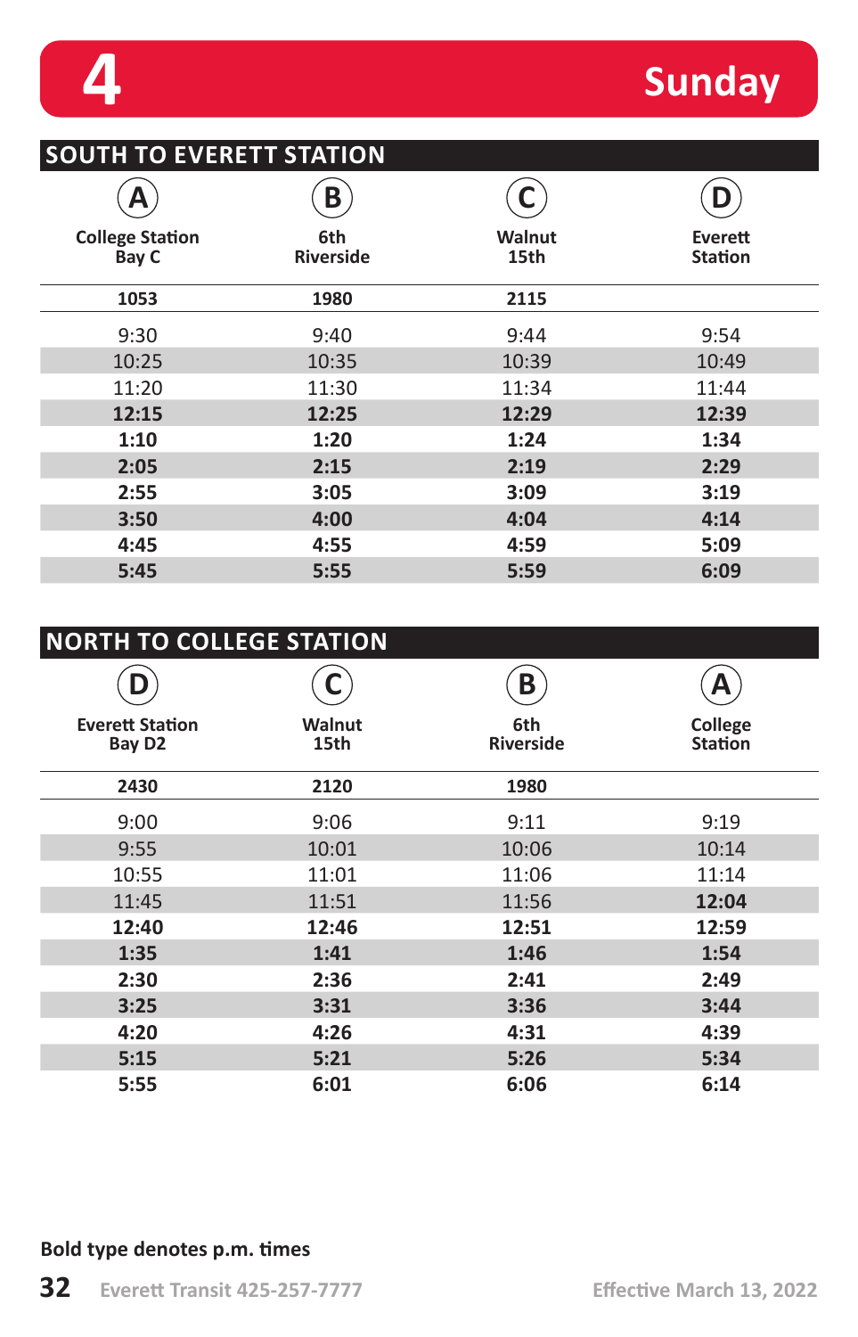# 4 Sunday

## SOUTH TO EVERETT STATION

| A College Station Bay C | B 6th Riverside | C Walnut 15th | D Everett Station |
|---|---|---|---|
| 1053 | 1980 | 2115 | |
| 9:30 | 9:40 | 9:44 | 9:54 |
| 10:25 | 10:35 | 10:39 | 10:49 |
| 11:20 | 11:30 | 11:34 | 11:44 |
| **12:15** | **12:25** | **12:29** | **12:39** |
| **1:10** | **1:20** | **1:24** | **1:34** |
| **2:05** | **2:15** | **2:19** | **2:29** |
| **2:55** | **3:05** | **3:09** | **3:19** |
| **3:50** | **4:00** | **4:04** | **4:14** |
| **4:45** | **4:55** | **4:59** | **5:09** |
| **5:45** | **5:55** | **5:59** | **6:09** |

## NORTH TO COLLEGE STATION

| D Everett Station Bay D2 | C Walnut 15th | B 6th Riverside | A College Station |
|---|---|---|---|
| 2430 | 2120 | 1980 | |
| 9:00 | 9:06 | 9:11 | 9:19 |
| 9:55 | 10:01 | 10:06 | 10:14 |
| 10:55 | 11:01 | 11:06 | 11:14 |
| 11:45 | 11:51 | 11:56 | **12:04** |
| **12:40** | **12:46** | **12:51** | **12:59** |
| **1:35** | **1:41** | **1:46** | **1:54** |
| **2:30** | **2:36** | **2:41** | **2:49** |
| **3:25** | **3:31** | **3:36** | **3:44** |
| **4:20** | **4:26** | **4:31** | **4:39** |
| **5:15** | **5:21** | **5:26** | **5:34** |
| **5:55** | **6:01** | **6:06** | **6:14** |

**Bold type denotes p.m. times**

Everett Transit 425-257-7777

Effective March 13, 2022